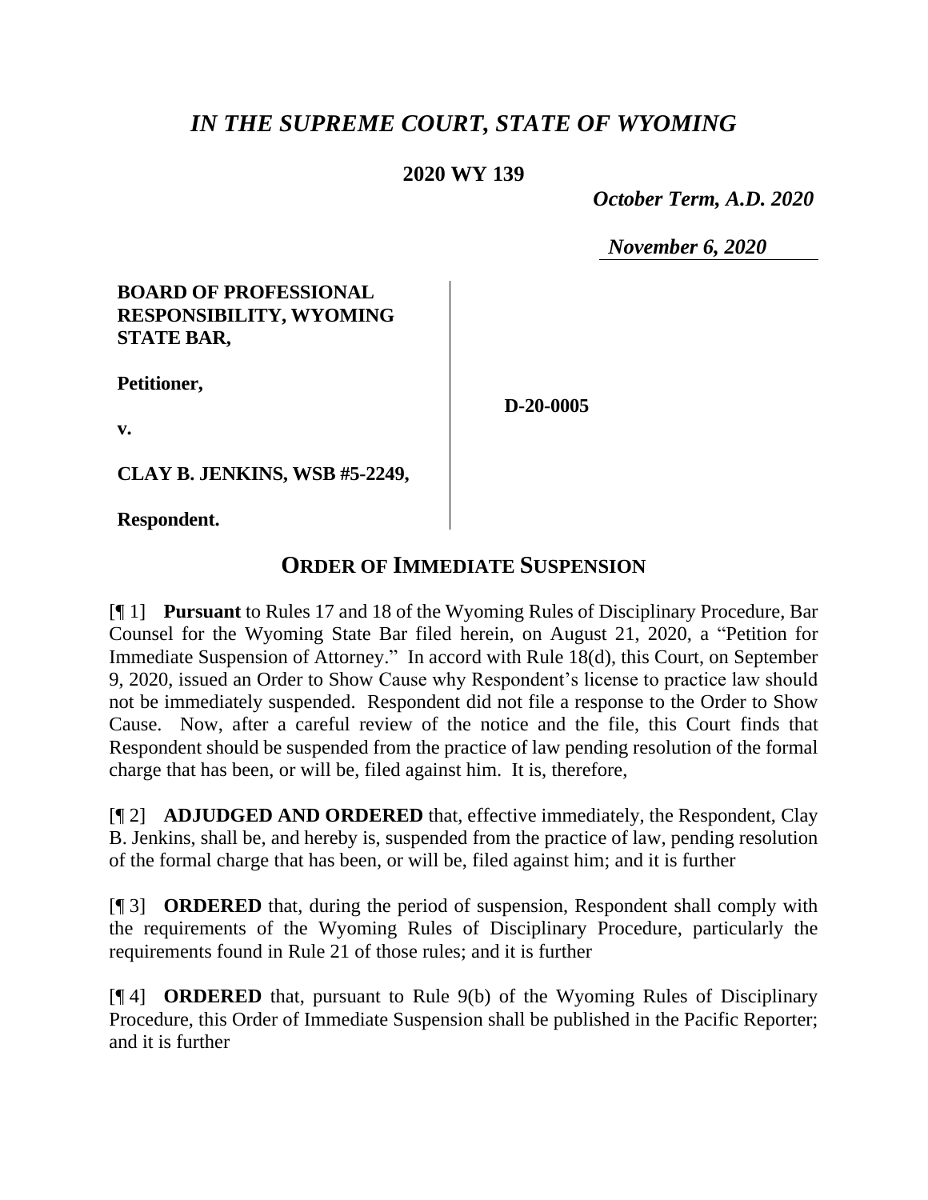# *IN THE SUPREME COURT, STATE OF WYOMING*

**2020 WY 139**

*October Term, A.D. 2020*

*November 6, 2020*

**BOARD OF PROFESSIONAL RESPONSIBILITY, WYOMING STATE BAR,**

**Petitioner,**

**v.**

**CLAY B. JENKINS, WSB #5-2249,**

**Respondent.**

**D-20-0005**

## ORDER OF IMMEDIATE SUSPENSION

[¶ 1] **Pursuant** to Rules 17 and 18 of the Wyoming Rules of Disciplinary Procedure, Bar Counsel for the Wyoming State Bar filed herein, on August 21, 2020, a "Petition for Immediate Suspension of Attorney." In accord with Rule 18(d), this Court, on September 9, 2020, issued an Order to Show Cause why Respondent's license to practice law should not be immediately suspended. Respondent did not file a response to the Order to Show Cause. Now, after a careful review of the notice and the file, this Court finds that Respondent should be suspended from the practice of law pending resolution of the formal charge that has been, or will be, filed against him. It is, therefore,

[¶ 2] **ADJUDGED AND ORDERED** that, effective immediately, the Respondent, Clay B. Jenkins, shall be, and hereby is, suspended from the practice of law, pending resolution of the formal charge that has been, or will be, filed against him; and it is further

[¶ 3] **ORDERED** that, during the period of suspension, Respondent shall comply with the requirements of the Wyoming Rules of Disciplinary Procedure, particularly the requirements found in Rule 21 of those rules; and it is further

[¶ 4] **ORDERED** that, pursuant to Rule 9(b) of the Wyoming Rules of Disciplinary Procedure, this Order of Immediate Suspension shall be published in the Pacific Reporter; and it is further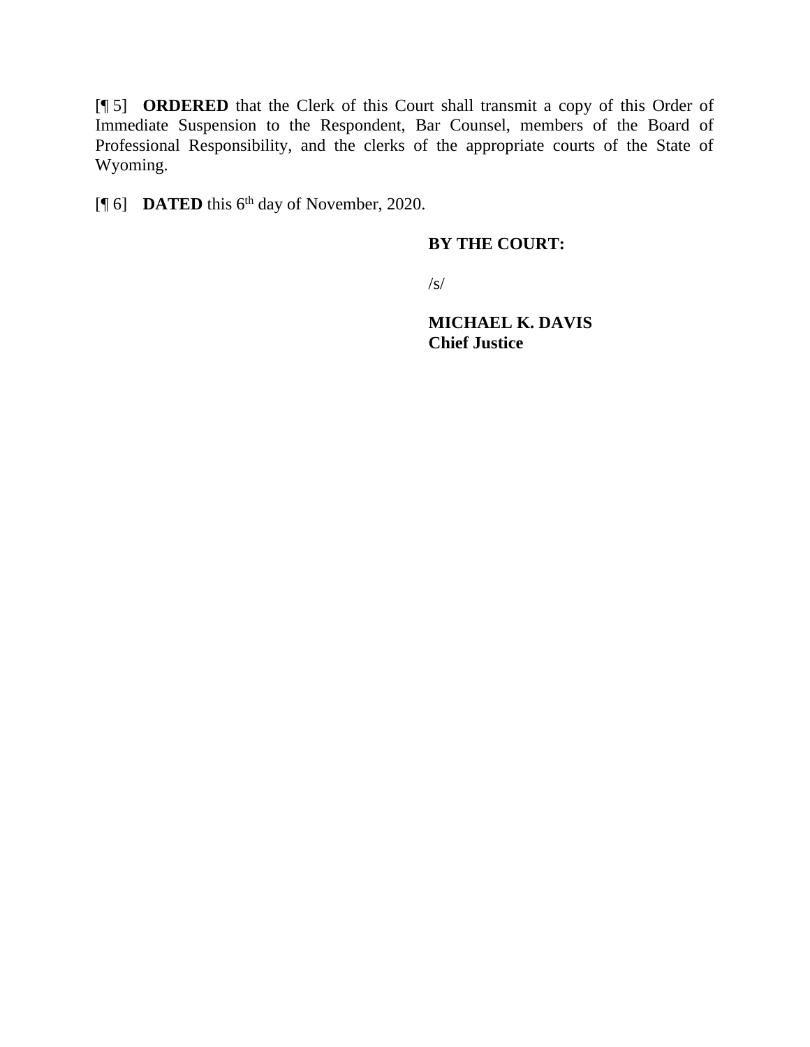[¶ 5] **ORDERED** that the Clerk of this Court shall transmit a copy of this Order of Immediate Suspension to the Respondent, Bar Counsel, members of the Board of Professional Responsibility, and the clerks of the appropriate courts of the State of Wyoming.

[¶ 6] **DATED** this 6th day of November, 2020.

**BY THE COURT:**

/s/

**MICHAEL K. DAVIS**
**Chief Justice**